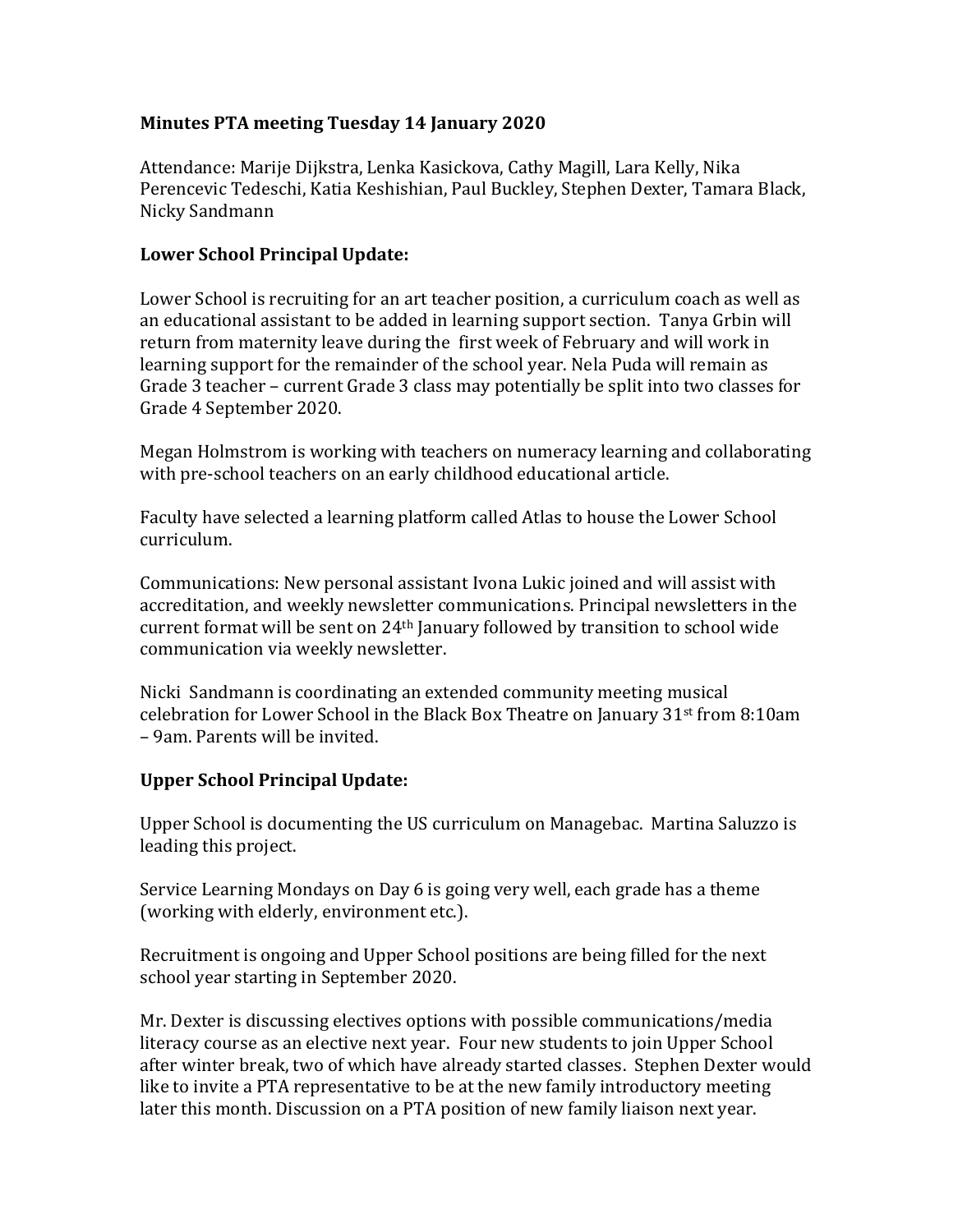**Minutes PTA meeting Tuesday 14 January 2020**

Attendance: Marije Dijkstra, Lenka Kasickova, Cathy Magill, Lara Kelly, Nika Perencevic Tedeschi, Katia Keshishian, Paul Buckley, Stephen Dexter, Tamara Black, Nicky Sandmann

**Lower School Principal Update:**

Lower School is recruiting for an art teacher position, a curriculum coach as well as an educational assistant to be added in learning support section. Tanya Grbin will return from maternity leave during the first week of February and will work in learning support for the remainder of the school year. Nela Puda will remain as Grade 3 teacher – current Grade 3 class may potentially be split into two classes for Grade 4 September 2020.

Megan Holmstrom is working with teachers on numeracy learning and collaborating with pre-school teachers on an early childhood educational article.

Faculty have selected a learning platform called Atlas to house the Lower School curriculum.

Communications: New personal assistant Ivona Lukic joined and will assist with accreditation, and weekly newsletter communications. Principal newsletters in the current format will be sent on 24th January followed by transition to school wide communication via weekly newsletter.

Nicki Sandmann is coordinating an extended community meeting musical celebration for Lower School in the Black Box Theatre on January 31st from 8:10am – 9am. Parents will be invited.

**Upper School Principal Update:**

Upper School is documenting the US curriculum on Managebac. Martina Saluzzo is leading this project.

Service Learning Mondays on Day 6 is going very well, each grade has a theme (working with elderly, environment etc.).

Recruitment is ongoing and Upper School positions are being filled for the next school year starting in September 2020.

Mr. Dexter is discussing electives options with possible communications/media literacy course as an elective next year. Four new students to join Upper School after winter break, two of which have already started classes. Stephen Dexter would like to invite a PTA representative to be at the new family introductory meeting later this month. Discussion on a PTA position of new family liaison next year.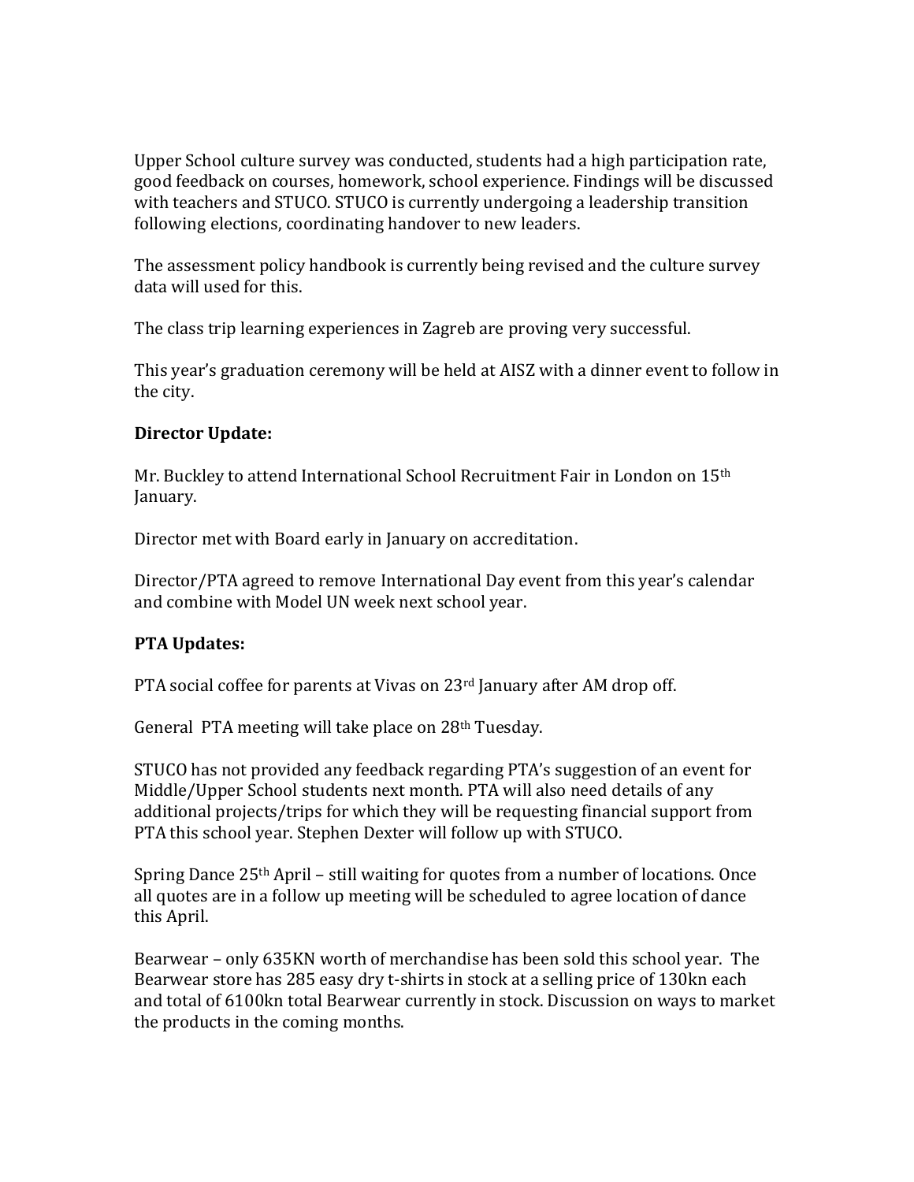Upper School culture survey was conducted, students had a high participation rate, good feedback on courses, homework, school experience. Findings will be discussed with teachers and STUCO. STUCO is currently undergoing a leadership transition following elections, coordinating handover to new leaders.

The assessment policy handbook is currently being revised and the culture survey data will used for this.

The class trip learning experiences in Zagreb are proving very successful.

This year's graduation ceremony will be held at AISZ with a dinner event to follow in the city.

**Director Update:**

Mr. Buckley to attend International School Recruitment Fair in London on 15th January.

Director met with Board early in January on accreditation.

Director/PTA agreed to remove International Day event from this year's calendar and combine with Model UN week next school year.

**PTA Updates:**

PTA social coffee for parents at Vivas on 23rd January after AM drop off.

General PTA meeting will take place on 28th Tuesday.

STUCO has not provided any feedback regarding PTA's suggestion of an event for Middle/Upper School students next month. PTA will also need details of any additional projects/trips for which they will be requesting financial support from PTA this school year. Stephen Dexter will follow up with STUCO.

Spring Dance 25th April – still waiting for quotes from a number of locations. Once all quotes are in a follow up meeting will be scheduled to agree location of dance this April.

Bearwear – only 635KN worth of merchandise has been sold this school year. The Bearwear store has 285 easy dry t-shirts in stock at a selling price of 130kn each and total of 6100kn total Bearwear currently in stock. Discussion on ways to market the products in the coming months.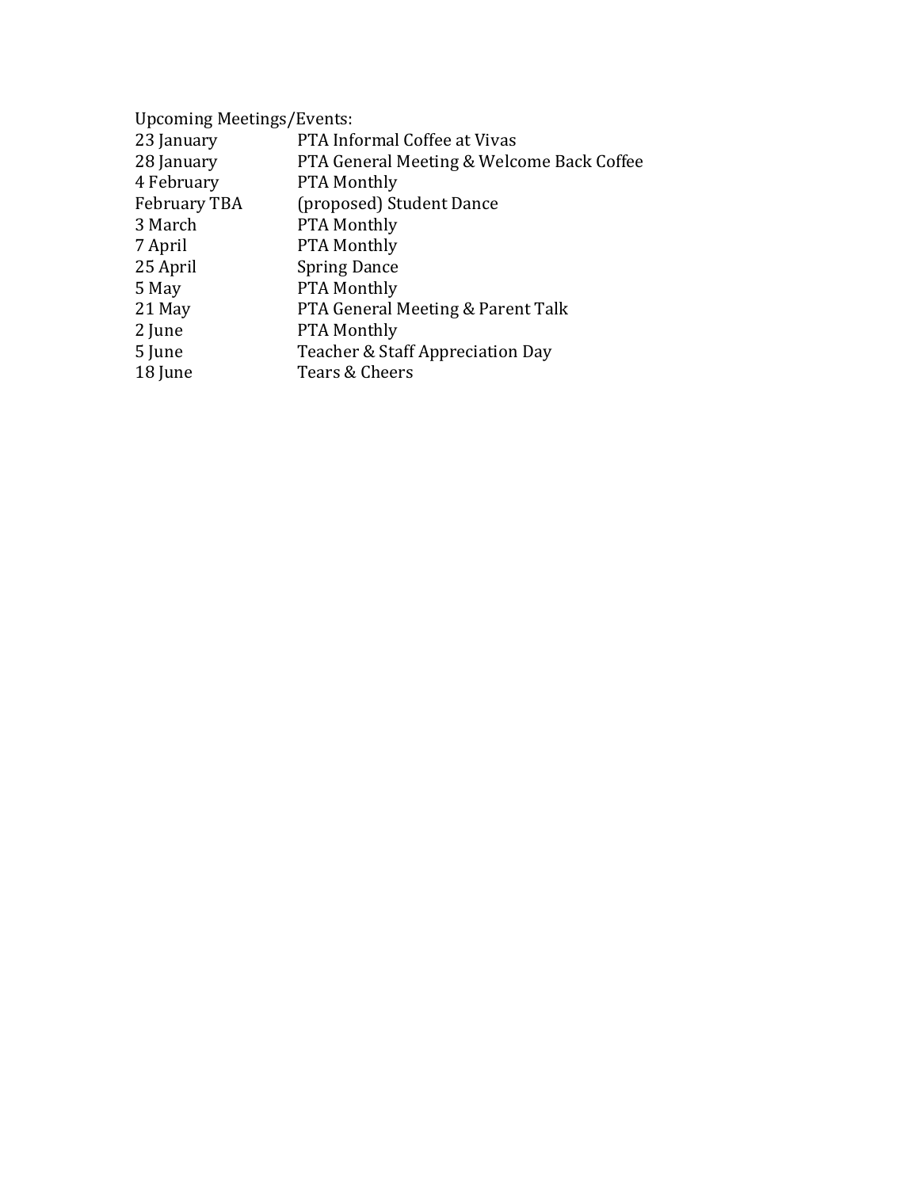Upcoming Meetings/Events:

| | |
|---|---|
| 23 January | PTA Informal Coffee at Vivas |
| 28 January | PTA General Meeting & Welcome Back Coffee |
| 4 February | PTA Monthly |
| February TBA | (proposed) Student Dance |
| 3 March | PTA Monthly |
| 7 April | PTA Monthly |
| 25 April | Spring Dance |
| 5 May | PTA Monthly |
| 21 May | PTA General Meeting & Parent Talk |
| 2 June | PTA Monthly |
| 5 June | Teacher & Staff Appreciation Day |
| 18 June | Tears & Cheers |